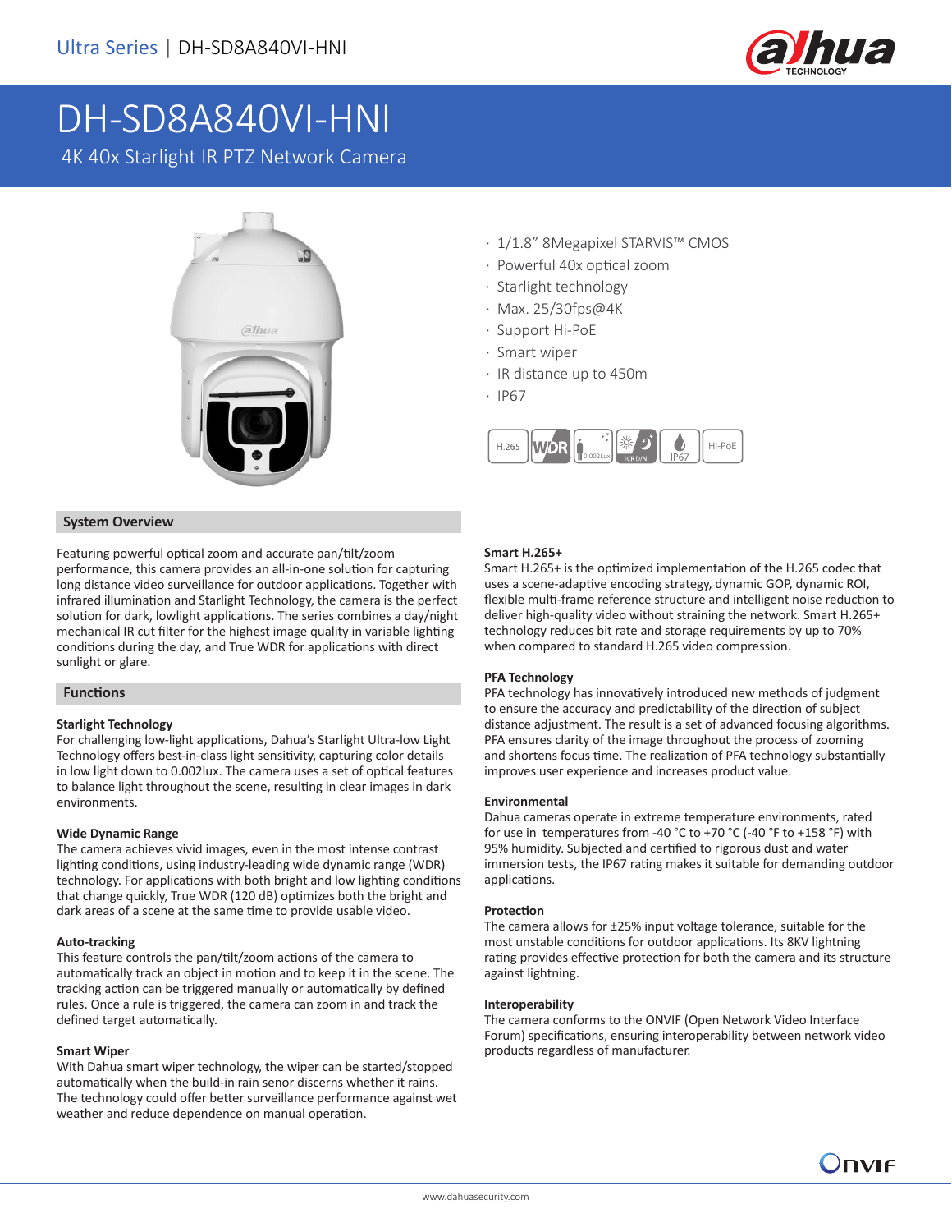Ultra Series | DH-SD8A840VI-HNI

# DH-SD8A840VI-HNI

4K 40x Starlight IR PTZ Network Camera

- 1/1.8" 8Megapixel STARVIS™ CMOS
- Powerful 40x optical zoom
- Starlight technology
- Max. 25/30fps@4K
- Support Hi-PoE
- Smart wiper
- IR distance up to 450m
- IP67

H.265 | WDR | 0.002Lux | ICR D/N | IP67 | Hi-PoE

## System Overview

Featuring powerful optical zoom and accurate pan/tilt/zoom performance, this camera provides an all-in-one solution for capturing long distance video surveillance for outdoor applications. Together with infrared illumination and Starlight Technology, the camera is the perfect solution for dark, lowlight applications. The series combines a day/night mechanical IR cut filter for the highest image quality in variable lighting conditions during the day, and True WDR for applications with direct sunlight or glare.

## Functions

### Starlight Technology

For challenging low-light applications, Dahua's Starlight Ultra-low Light Technology offers best-in-class light sensitivity, capturing color details in low light down to 0.002lux. The camera uses a set of optical features to balance light throughout the scene, resulting in clear images in dark environments.

### Wide Dynamic Range

The camera achieves vivid images, even in the most intense contrast lighting conditions, using industry-leading wide dynamic range (WDR) technology. For applications with both bright and low lighting conditions that change quickly, True WDR (120 dB) optimizes both the bright and dark areas of a scene at the same time to provide usable video.

### Auto-tracking

This feature controls the pan/tilt/zoom actions of the camera to automatically track an object in motion and to keep it in the scene. The tracking action can be triggered manually or automatically by defined rules. Once a rule is triggered, the camera can zoom in and track the defined target automatically.

### Smart Wiper

With Dahua smart wiper technology, the wiper can be started/stopped automatically when the build-in rain senor discerns whether it rains. The technology could offer better surveillance performance against wet weather and reduce dependence on manual operation.

### Smart H.265+

Smart H.265+ is the optimized implementation of the H.265 codec that uses a scene-adaptive encoding strategy, dynamic GOP, dynamic ROI, flexible multi-frame reference structure and intelligent noise reduction to deliver high-quality video without straining the network. Smart H.265+ technology reduces bit rate and storage requirements by up to 70% when compared to standard H.265 video compression.

### PFA Technology

PFA technology has innovatively introduced new methods of judgment to ensure the accuracy and predictability of the direction of subject distance adjustment. The result is a set of advanced focusing algorithms. PFA ensures clarity of the image throughout the process of zooming and shortens focus time. The realization of PFA technology substantially improves user experience and increases product value.

### Environmental

Dahua cameras operate in extreme temperature environments, rated for use in temperatures from -40 °C to +70 °C (-40 °F to +158 °F) with 95% humidity. Subjected and certified to rigorous dust and water immersion tests, the IP67 rating makes it suitable for demanding outdoor applications.

### Protection

The camera allows for ±25% input voltage tolerance, suitable for the most unstable conditions for outdoor applications. Its 8KV lightning rating provides effective protection for both the camera and its structure against lightning.

### Interoperability

The camera conforms to the ONVIF (Open Network Video Interface Forum) specifications, ensuring interoperability between network video products regardless of manufacturer.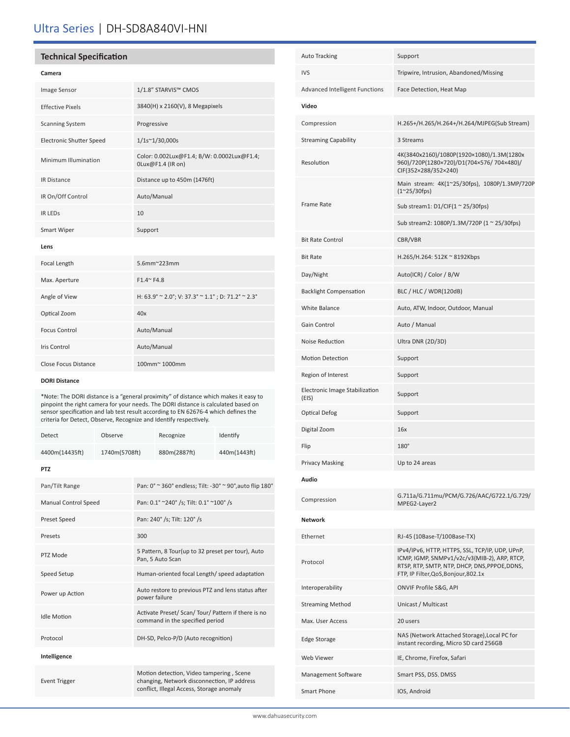# Ultra Series | DH-SD8A840VI-HNI

## Technical Specification

| **Camera** | |
|---|---|
| Image Sensor | 1/1.8" STARVIS™ CMOS |
| Effective Pixels | 3840(H) x 2160(V), 8 Megapixels |
| Scanning System | Progressive |
| Electronic Shutter Speed | 1/1s~1/30,000s |
| Minimum Illumination | Color: 0.002Lux@F1.4; B/W: 0.0002Lux@F1.4; 0Lux@F1.4 (IR on) |
| IR Distance | Distance up to 450m (1476ft) |
| IR On/Off Control | Auto/Manual |
| IR LEDs | 10 |
| Smart Wiper | Support |
| **Lens** | |
| Focal Length | 5.6mm~223mm |
| Max. Aperture | F1.4~ F4.8 |
| Angle of View | H: 63.9° ~ 2.0°; V: 37.3° ~ 1.1° ; D: 71.2° ~ 2.3° |
| Optical Zoom | 40x |
| Focus Control | Auto/Manual |
| Iris Control | Auto/Manual |
| Close Focus Distance | 100mm~ 1000mm |

**DORI Distance**

*Note: The DORI distance is a "general proximity" of distance which makes it easy to pinpoint the right camera for your needs. The DORI distance is calculated based on sensor specification and lab test result according to EN 62676-4 which defines the criteria for Detect, Observe, Recognize and Identify respectively.

| Detect | Observe | Recognize | Identify |
|---|---|---|---|
| 4400m(14435ft) | 1740m(5708ft) | 880m(2887ft) | 440m(1443ft) |

| **PTZ** | |
|---|---|
| Pan/Tilt Range | Pan: 0° ~ 360° endless; Tilt: -30° ~ 90°,auto flip 180° |
| Manual Control Speed | Pan: 0.1° ~240° /s; Tilt: 0.1° ~100° /s |
| Preset Speed | Pan: 240° /s; Tilt: 120° /s |
| Presets | 300 |
| PTZ Mode | 5 Pattern, 8 Tour(up to 32 preset per tour), Auto Pan, 5 Auto Scan |
| Speed Setup | Human-oriented focal Length/ speed adaptation |
| Power up Action | Auto restore to previous PTZ and lens status after power failure |
| Idle Motion | Activate Preset/ Scan/ Tour/ Pattern if there is no command in the specified period |
| Protocol | DH-SD, Pelco-P/D (Auto recognition) |
| **Intelligence** | |
| Event Trigger | Motion detection, Video tampering , Scene changing, Network disconnection, IP address conflict, Illegal Access, Storage anomaly |
| Auto Tracking | Support |
| IVS | Tripwire, Intrusion, Abandoned/Missing |
| Advanced Intelligent Functions | Face Detection, Heat Map |
| **Video** | |
| Compression | H.265+/H.265/H.264+/H.264/MJPEG(Sub Stream) |
| Streaming Capability | 3 Streams |
| Resolution | 4K(3840x2160)/1080P(1920×1080)/1.3M(1280x 960)/720P(1280×720)/D1(704×576/ 704×480)/ CIF(352×288/352×240) |
| Frame Rate | Main stream: 4K(1~25/30fps), 1080P/1.3MP/720P (1~25/30fps) |
| | Sub stream1: D1/CIF(1 ~ 25/30fps) |
| | Sub stream2: 1080P/1.3M/720P (1 ~ 25/30fps) |
| Bit Rate Control | CBR/VBR |
| Bit Rate | H.265/H.264: 512K ~ 8192Kbps |
| Day/Night | Auto(ICR) / Color / B/W |
| Backlight Compensation | BLC / HLC / WDR(120dB) |
| White Balance | Auto, ATW, Indoor, Outdoor, Manual |
| Gain Control | Auto / Manual |
| Noise Reduction | Ultra DNR (2D/3D) |
| Motion Detection | Support |
| Region of Interest | Support |
| Electronic Image Stabilization (EIS) | Support |
| Optical Defog | Support |
| Digital Zoom | 16x |
| Flip | 180° |
| Privacy Masking | Up to 24 areas |
| **Audio** | |
| Compression | G.711a/G.711mu/PCM/G.726/AAC/G722.1/G.729/ MPEG2-Layer2 |
| **Network** | |
| Ethernet | RJ-45 (10Base-T/100Base-TX) |
| Protocol | IPv4/IPv6, HTTP, HTTPS, SSL, TCP/IP, UDP, UPnP, ICMP, IGMP, SNMPv1/v2c/v3(MIB-2), ARP, RTCP, RTSP, RTP, SMTP, NTP, DHCP, DNS,PPPOE,DDNS, FTP, IP Filter,QoS,Bonjour,802.1x |
| Interoperability | ONVIF Profile S&G, API |
| Streaming Method | Unicast / Multicast |
| Max. User Access | 20 users |
| Edge Storage | NAS (Network Attached Storage),Local PC for instant recording, Micro SD card 256GB |
| Web Viewer | IE, Chrome, Firefox, Safari |
| Management Software | Smart PSS, DSS, DMSS |
| Smart Phone | IOS, Android |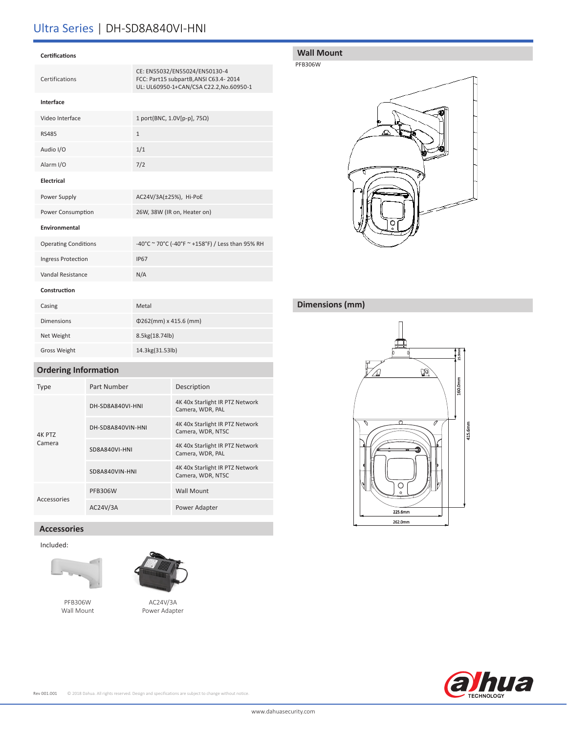## Certifications

| | |
|---|---|
| Certifications | CE: EN55032/EN55024/EN50130-4<br>FCC: Part15 subpartB,ANSI C63.4- 2014<br>UL: UL60950-1+CAN/CSA C22.2,No.60950-1 |

## Interface

| | |
|---|---|
| Video Interface | 1 port(BNC, 1.0V[p-p], 75Ω) |
| RS485 | 1 |
| Audio I/O | 1/1 |
| Alarm I/O | 7/2 |

## Electrical

| | |
|---|---|
| Power Supply | AC24V/3A(±25%), Hi-PoE |
| Power Consumption | 26W, 38W (IR on, Heater on) |

## Environmental

| | |
|---|---|
| Operating Conditions | -40°C ~ 70°C (-40°F ~ +158°F) / Less than 95% RH |
| Ingress Protection | IP67 |
| Vandal Resistance | N/A |

## Construction

| | |
|---|---|
| Casing | Metal |
| Dimensions | Φ262(mm) x 415.6 (mm) |
| Net Weight | 8.5kg(18.74lb) |
| Gross Weight | 14.3kg(31.53lb) |

## Ordering Information

| Type | Part Number | Description |
|---|---|---|
| 4K PTZ Camera | DH-SD8A840VI-HNI | 4K 40x Starlight IR PTZ Network Camera, WDR, PAL |
| | DH-SD8A840VIN-HNI | 4K 40x Starlight IR PTZ Network Camera, WDR, NTSC |
| | SD8A840VI-HNI | 4K 40x Starlight IR PTZ Network Camera, WDR, PAL |
| | SD8A840VIN-HNI | 4K 40x Starlight IR PTZ Network Camera, WDR, NTSC |
| Accessories | PFB306W | Wall Mount |
| | AC24V/3A | Power Adapter |

## Accessories

Included:

PFB306W
Wall Mount

AC24V/3A
Power Adapter

## Wall Mount

PFB306W

## Dimensions (mm)

25.9mm
160.0mm
415.6mm
225.6mm
262.0mm

Rev 001.001 © 2018 Dahua. All rights reserved. Design and specifications are subject to change without notice.

www.dahuasecurity.com